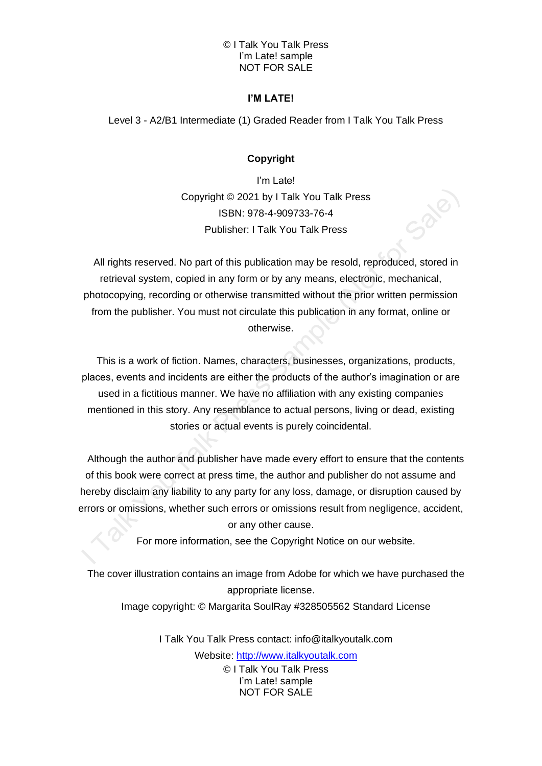# I'M LATE!

Level 3 - A2/B1 Intermediate (1) Graded Reader from I Talk You Talk Press

## Copyright

I'm Late!
Copyright © 2021 by I Talk You Talk Press
ISBN: 978-4-909733-76-4
Publisher: I Talk You Talk Press

All rights reserved. No part of this publication may be resold, reproduced, stored in retrieval system, copied in any form or by any means, electronic, mechanical, photocopying, recording or otherwise transmitted without the prior written permission from the publisher. You must not circulate this publication in any format, online or otherwise.

This is a work of fiction. Names, characters, businesses, organizations, products, places, events and incidents are either the products of the author's imagination or are used in a fictitious manner. We have no affiliation with any existing companies mentioned in this story. Any resemblance to actual persons, living or dead, existing stories or actual events is purely coincidental.

Although the author and publisher have made every effort to ensure that the contents of this book were correct at press time, the author and publisher do not assume and hereby disclaim any liability to any party for any loss, damage, or disruption caused by errors or omissions, whether such errors or omissions result from negligence, accident, or any other cause.
For more information, see the Copyright Notice on our website.

The cover illustration contains an image from Adobe for which we have purchased the appropriate license.
Image copyright: © Margarita SoulRay #328505562 Standard License

I Talk You Talk Press contact: info@italkyoutalk.com
Website: [http://www.italkyoutalk.com](http://www.italkyoutalk.com)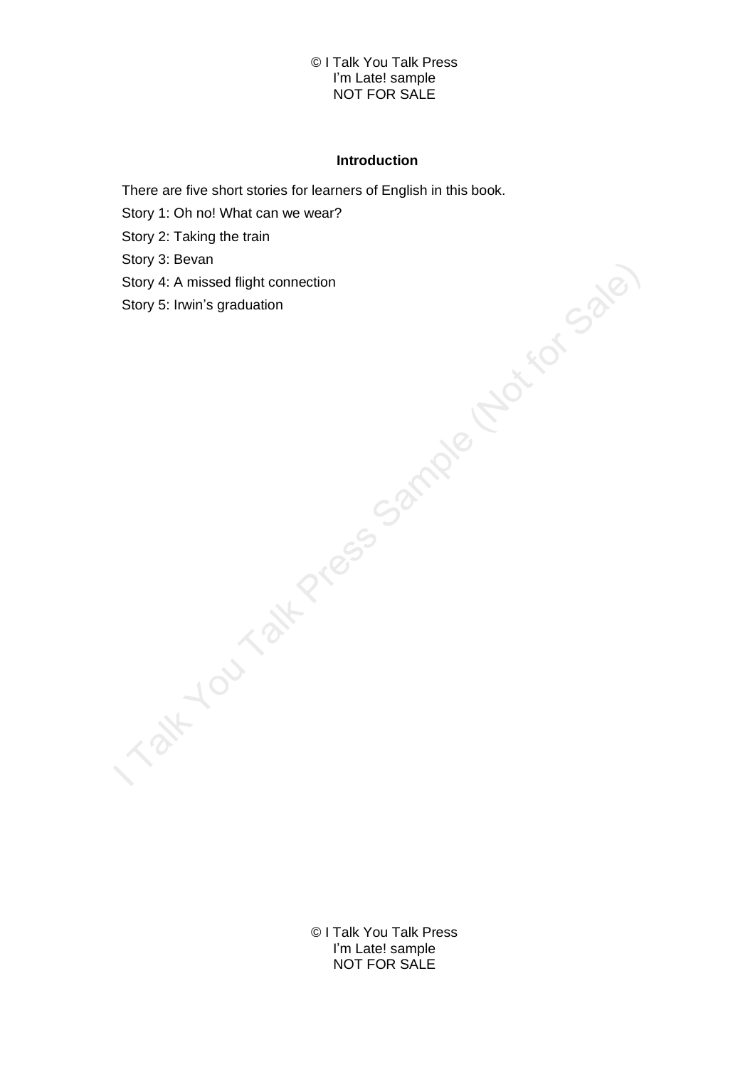## Introduction

There are five short stories for learners of English in this book.

Story 1: Oh no! What can we wear?

Story 2: Taking the train

Story 3: Bevan

Story 4: A missed flight connection

Story 5: Irwin's graduation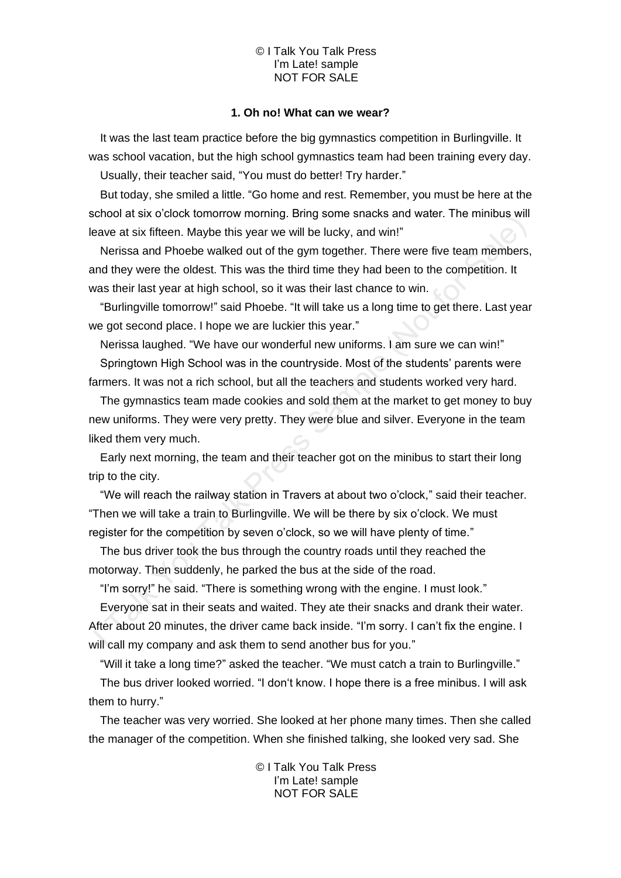### 1. Oh no! What can we wear?

It was the last team practice before the big gymnastics competition in Burlingville. It was school vacation, but the high school gymnastics team had been training every day.

Usually, their teacher said, "You must do better! Try harder."

But today, she smiled a little. "Go home and rest. Remember, you must be here at the school at six o'clock tomorrow morning. Bring some snacks and water. The minibus will leave at six fifteen. Maybe this year we will be lucky, and win!"

Nerissa and Phoebe walked out of the gym together. There were five team members, and they were the oldest. This was the third time they had been to the competition. It was their last year at high school, so it was their last chance to win.

"Burlingville tomorrow!" said Phoebe. "It will take us a long time to get there. Last year we got second place. I hope we are luckier this year."

Nerissa laughed. "We have our wonderful new uniforms. I am sure we can win!"

Springtown High School was in the countryside. Most of the students' parents were farmers. It was not a rich school, but all the teachers and students worked very hard.

The gymnastics team made cookies and sold them at the market to get money to buy new uniforms. They were very pretty. They were blue and silver. Everyone in the team liked them very much.

Early next morning, the team and their teacher got on the minibus to start their long trip to the city.

"We will reach the railway station in Travers at about two o'clock," said their teacher. "Then we will take a train to Burlingville. We will be there by six o'clock. We must register for the competition by seven o'clock, so we will have plenty of time."

The bus driver took the bus through the country roads until they reached the motorway. Then suddenly, he parked the bus at the side of the road.

"I'm sorry!" he said. "There is something wrong with the engine. I must look."

Everyone sat in their seats and waited. They ate their snacks and drank their water. After about 20 minutes, the driver came back inside. "I'm sorry. I can't fix the engine. I will call my company and ask them to send another bus for you."

"Will it take a long time?" asked the teacher. "We must catch a train to Burlingville."

The bus driver looked worried. "I don't know. I hope there is a free minibus. I will ask them to hurry."

The teacher was very worried. She looked at her phone many times. Then she called the manager of the competition. When she finished talking, she looked very sad. She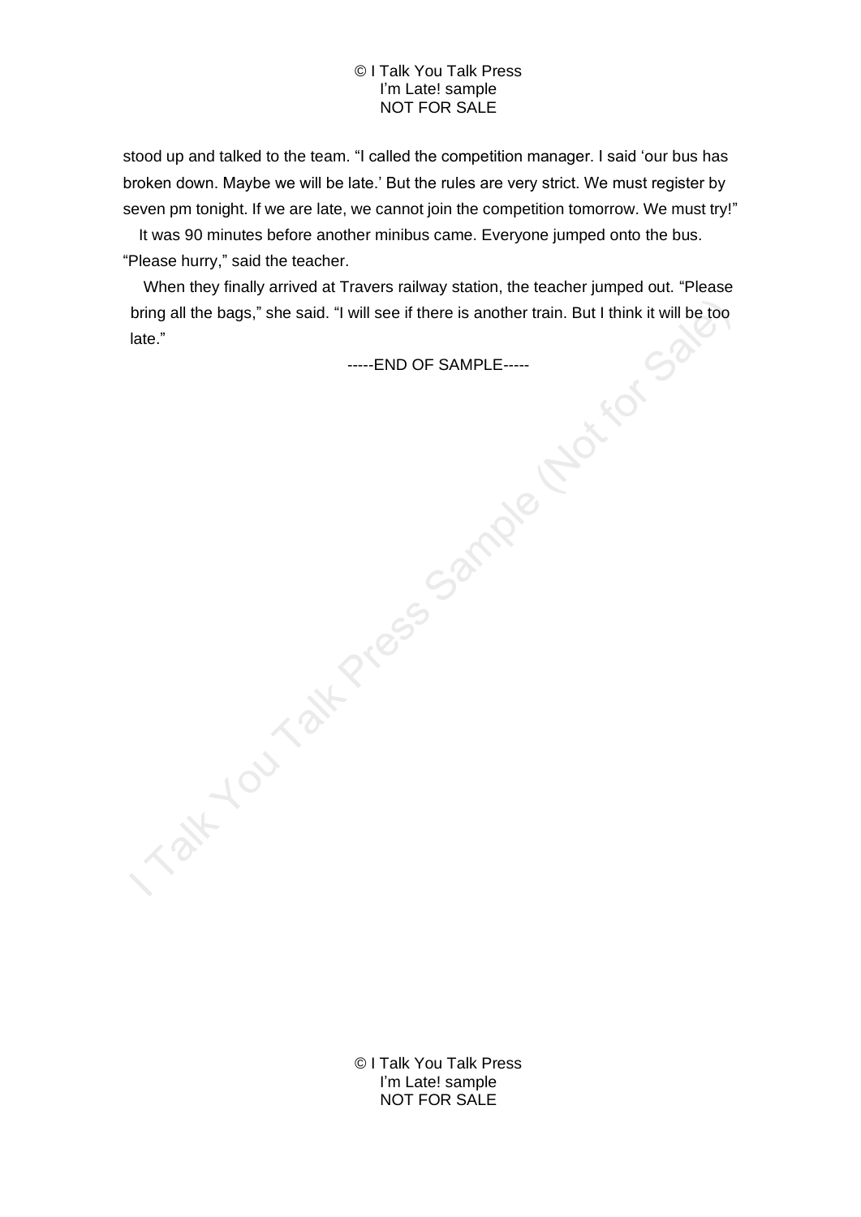stood up and talked to the team. "I called the competition manager. I said 'our bus has broken down. Maybe we will be late.' But the rules are very strict. We must register by seven pm tonight. If we are late, we cannot join the competition tomorrow. We must try!"

It was 90 minutes before another minibus came. Everyone jumped onto the bus. "Please hurry," said the teacher.

When they finally arrived at Travers railway station, the teacher jumped out. "Please bring all the bags," she said. "I will see if there is another train. But I think it will be too late."

-----END OF SAMPLE-----